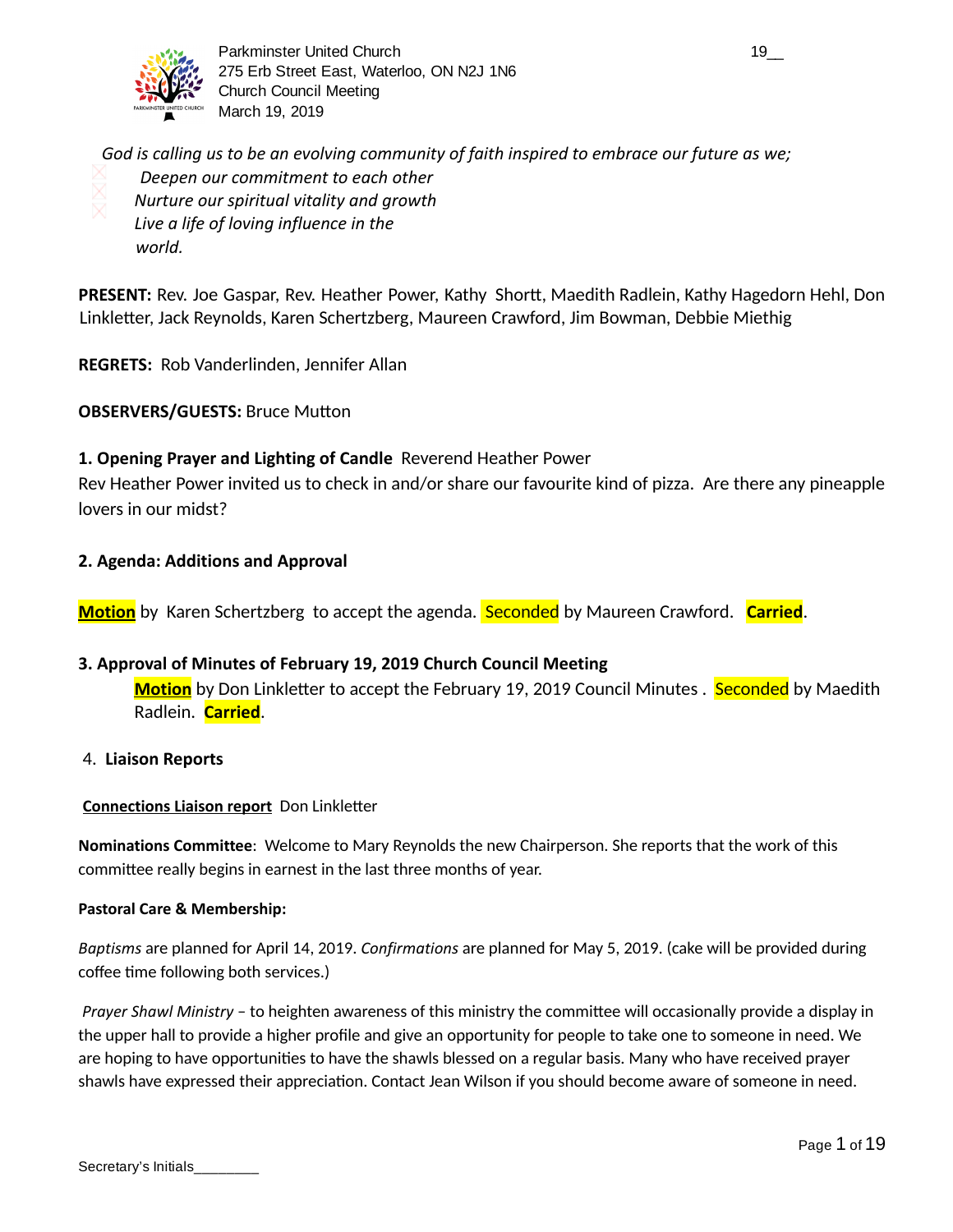Parkminster United Church
275 Erb Street East, Waterloo, ON N2J 1N6
Church Council Meeting
March 19, 2019

19__

*God is calling us to be an evolving community of faith inspired to embrace our future as we;*

- *Deepen our commitment to each other*
- *Nurture our spiritual vitality and growth*
- *Live a life of loving influence in the world.*

**PRESENT:** Rev. Joe Gaspar, Rev. Heather Power, Kathy Shortt, Maedith Radlein, Kathy Hagedorn Hehl, Don Linkletter, Jack Reynolds, Karen Schertzberg, Maureen Crawford, Jim Bowman, Debbie Miethig

**REGRETS:** Rob Vanderlinden, Jennifer Allan

**OBSERVERS/GUESTS:** Bruce Mutton

**1. Opening Prayer and Lighting of Candle** Reverend Heather Power

Rev Heather Power invited us to check in and/or share our favourite kind of pizza. Are there any pineapple lovers in our midst?

**2. Agenda: Additions and Approval**

**Motion** by Karen Schertzberg to accept the agenda. Seconded by Maureen Crawford. **Carried**.

**3. Approval of Minutes of February 19, 2019 Church Council Meeting**

**Motion** by Don Linkletter to accept the February 19, 2019 Council Minutes . Seconded by Maedith Radlein. **Carried**.

4. **Liaison Reports**

**Connections Liaison report** Don Linkletter

**Nominations Committee**: Welcome to Mary Reynolds the new Chairperson. She reports that the work of this committee really begins in earnest in the last three months of year.

**Pastoral Care & Membership:**

*Baptisms* are planned for April 14, 2019. *Confirmations* are planned for May 5, 2019. (cake will be provided during coffee time following both services.)

*Prayer Shawl Ministry* – to heighten awareness of this ministry the committee will occasionally provide a display in the upper hall to provide a higher profile and give an opportunity for people to take one to someone in need. We are hoping to have opportunities to have the shawls blessed on a regular basis. Many who have received prayer shawls have expressed their appreciation. Contact Jean Wilson if you should become aware of someone in need.

Secretary's Initials________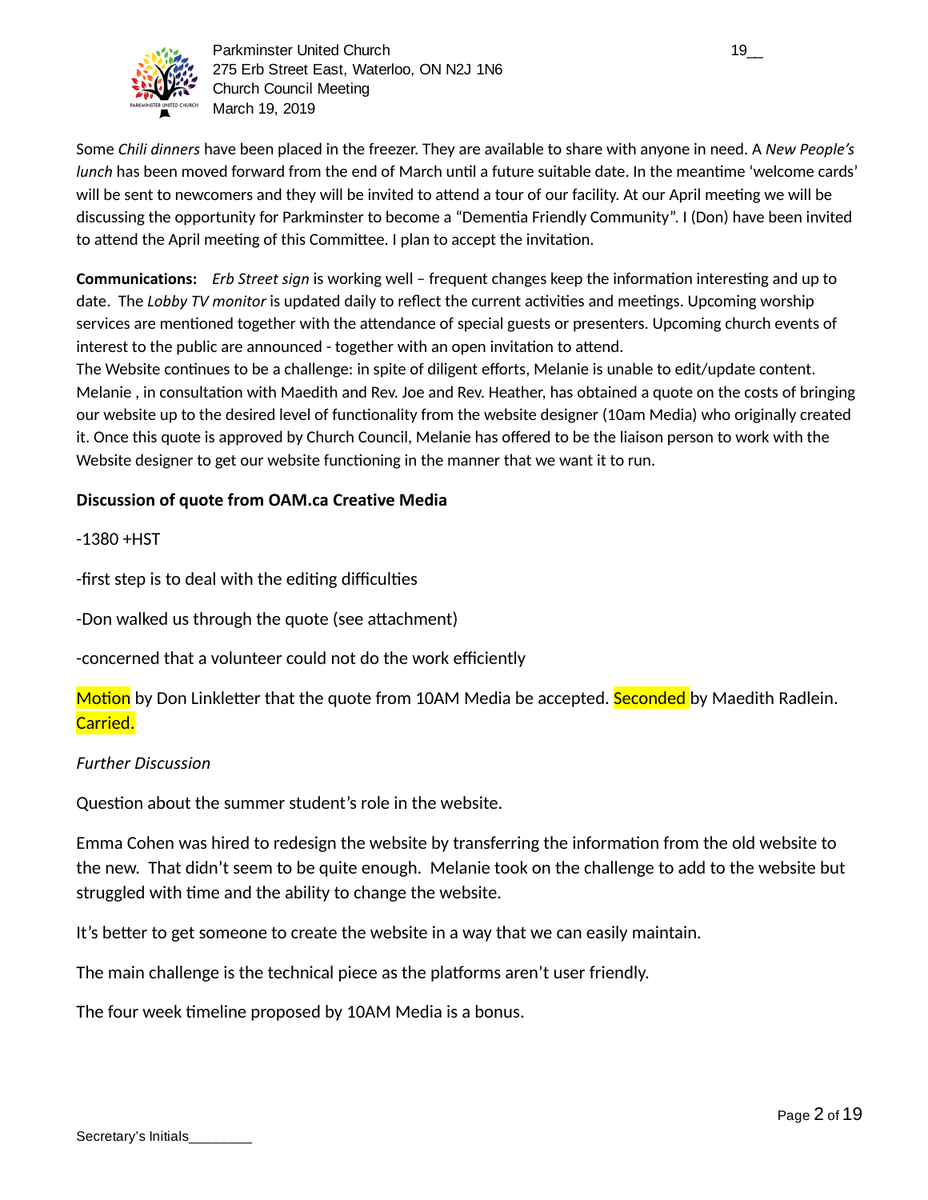Some *Chili dinners* have been placed in the freezer. They are available to share with anyone in need. A *New People's lunch* has been moved forward from the end of March until a future suitable date. In the meantime 'welcome cards' will be sent to newcomers and they will be invited to attend a tour of our facility. At our April meeting we will be discussing the opportunity for Parkminster to become a "Dementia Friendly Community". I (Don) have been invited to attend the April meeting of this Committee. I plan to accept the invitation.

**Communications:** *Erb Street sign* is working well – frequent changes keep the information interesting and up to date. The *Lobby TV monitor* is updated daily to reflect the current activities and meetings. Upcoming worship services are mentioned together with the attendance of special guests or presenters. Upcoming church events of interest to the public are announced - together with an open invitation to attend.
The Website continues to be a challenge: in spite of diligent efforts, Melanie is unable to edit/update content. Melanie , in consultation with Maedith and Rev. Joe and Rev. Heather, has obtained a quote on the costs of bringing our website up to the desired level of functionality from the website designer (10am Media) who originally created it. Once this quote is approved by Church Council, Melanie has offered to be the liaison person to work with the Website designer to get our website functioning in the manner that we want it to run.

**Discussion of quote from OAM.ca Creative Media**

-1380 +HST

-first step is to deal with the editing difficulties

-Don walked us through the quote (see attachment)

-concerned that a volunteer could not do the work efficiently

Motion by Don Linkletter that the quote from 10AM Media be accepted. Seconded by Maedith Radlein. Carried.

*Further Discussion*

Question about the summer student's role in the website.

Emma Cohen was hired to redesign the website by transferring the information from the old website to the new. That didn't seem to be quite enough. Melanie took on the challenge to add to the website but struggled with time and the ability to change the website.

It's better to get someone to create the website in a way that we can easily maintain.

The main challenge is the technical piece as the platforms aren't user friendly.

The four week timeline proposed by 10AM Media is a bonus.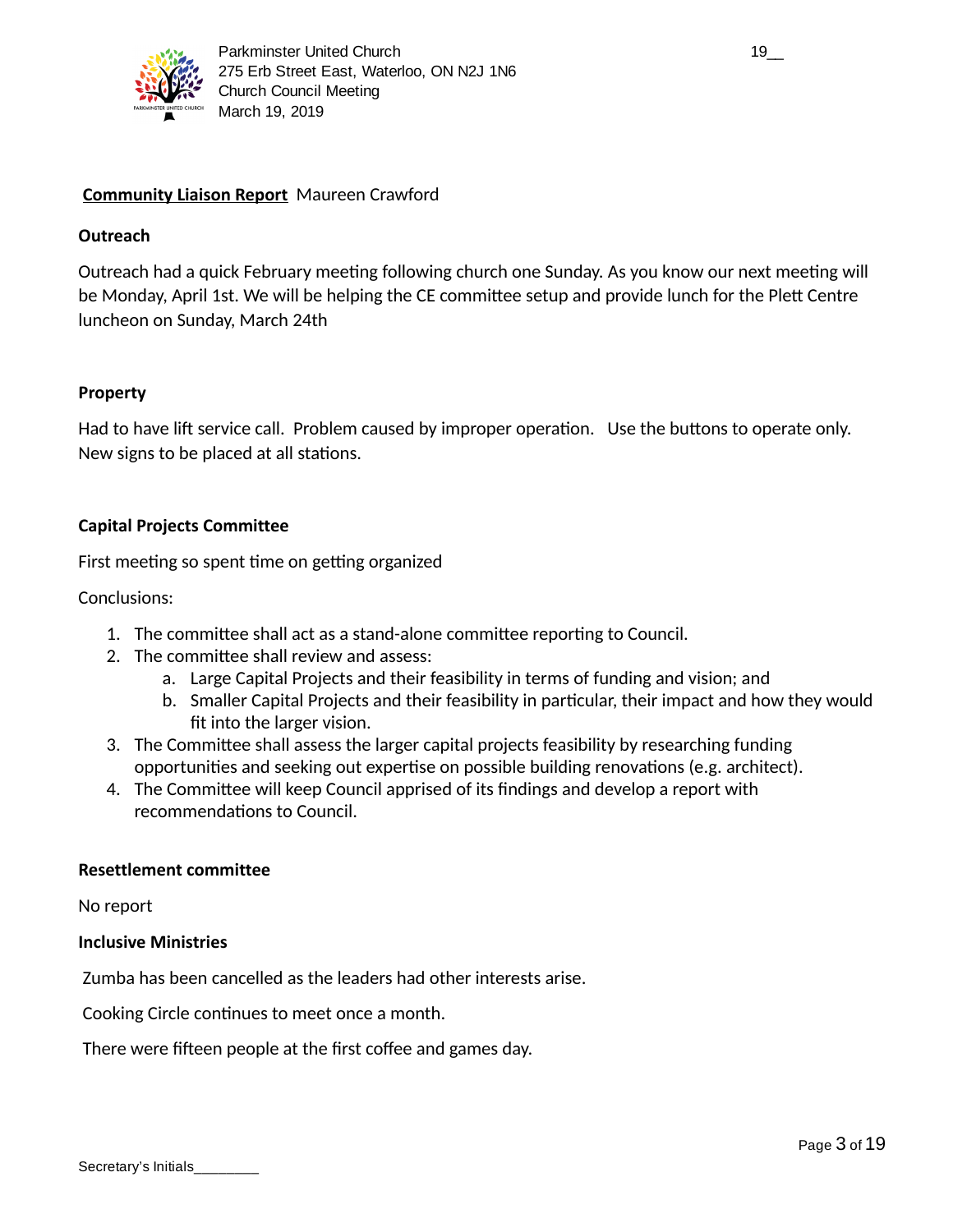**Community Liaison Report** Maureen Crawford

**Outreach**

Outreach had a quick February meeting following church one Sunday. As you know our next meeting will be Monday, April 1st. We will be helping the CE committee setup and provide lunch for the Plett Centre luncheon on Sunday, March 24th

**Property**

Had to have lift service call. Problem caused by improper operation. Use the buttons to operate only. New signs to be placed at all stations.

**Capital Projects Committee**

First meeting so spent time on getting organized

Conclusions:

1. The committee shall act as a stand-alone committee reporting to Council.
2. The committee shall review and assess:
   a. Large Capital Projects and their feasibility in terms of funding and vision; and
   b. Smaller Capital Projects and their feasibility in particular, their impact and how they would fit into the larger vision.
3. The Committee shall assess the larger capital projects feasibility by researching funding opportunities and seeking out expertise on possible building renovations (e.g. architect).
4. The Committee will keep Council apprised of its findings and develop a report with recommendations to Council.

**Resettlement committee**

No report

**Inclusive Ministries**

Zumba has been cancelled as the leaders had other interests arise.

Cooking Circle continues to meet once a month.

There were fifteen people at the first coffee and games day.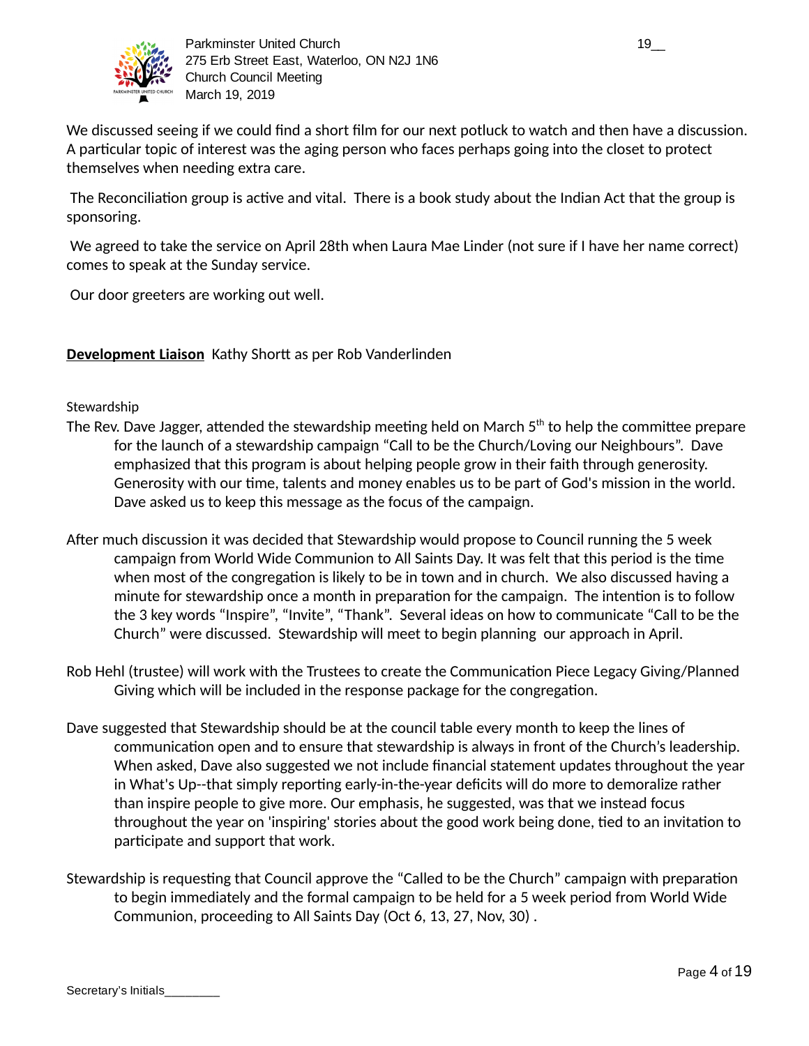We discussed seeing if we could find a short film for our next potluck to watch and then have a discussion. A particular topic of interest was the aging person who faces perhaps going into the closet to protect themselves when needing extra care.

The Reconciliation group is active and vital. There is a book study about the Indian Act that the group is sponsoring.

We agreed to take the service on April 28th when Laura Mae Linder (not sure if I have her name correct) comes to speak at the Sunday service.

Our door greeters are working out well.

**Development Liaison** Kathy Shortt as per Rob Vanderlinden

Stewardship

The Rev. Dave Jagger, attended the stewardship meeting held on March 5th to help the committee prepare for the launch of a stewardship campaign "Call to be the Church/Loving our Neighbours". Dave emphasized that this program is about helping people grow in their faith through generosity. Generosity with our time, talents and money enables us to be part of God's mission in the world. Dave asked us to keep this message as the focus of the campaign.

After much discussion it was decided that Stewardship would propose to Council running the 5 week campaign from World Wide Communion to All Saints Day. It was felt that this period is the time when most of the congregation is likely to be in town and in church. We also discussed having a minute for stewardship once a month in preparation for the campaign. The intention is to follow the 3 key words "Inspire", "Invite", "Thank". Several ideas on how to communicate "Call to be the Church" were discussed. Stewardship will meet to begin planning our approach in April.

Rob Hehl (trustee) will work with the Trustees to create the Communication Piece Legacy Giving/Planned Giving which will be included in the response package for the congregation.

Dave suggested that Stewardship should be at the council table every month to keep the lines of communication open and to ensure that stewardship is always in front of the Church's leadership. When asked, Dave also suggested we not include financial statement updates throughout the year in What's Up--that simply reporting early-in-the-year deficits will do more to demoralize rather than inspire people to give more. Our emphasis, he suggested, was that we instead focus throughout the year on 'inspiring' stories about the good work being done, tied to an invitation to participate and support that work.

Stewardship is requesting that Council approve the "Called to be the Church" campaign with preparation to begin immediately and the formal campaign to be held for a 5 week period from World Wide Communion, proceeding to All Saints Day (Oct 6, 13, 27, Nov, 30) .

Secretary's Initials________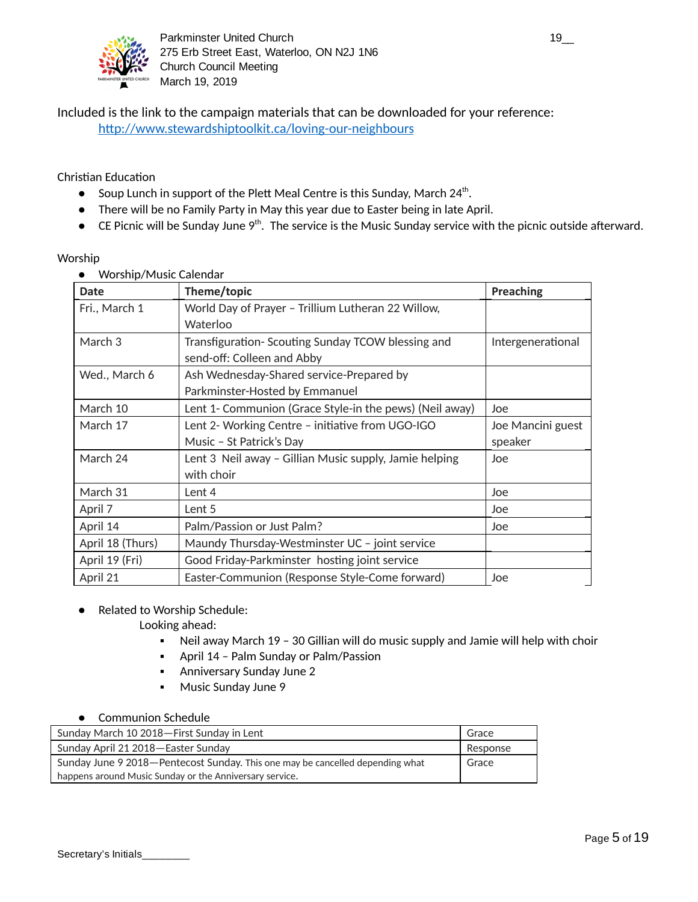Included is the link to the campaign materials that can be downloaded for your reference:
http://www.stewardshiptoolkit.ca/loving-our-neighbours

Christian Education

- Soup Lunch in support of the Plett Meal Centre is this Sunday, March 24th.
- There will be no Family Party in May this year due to Easter being in late April.
- CE Picnic will be Sunday June 9th. The service is the Music Sunday service with the picnic outside afterward.

Worship

- Worship/Music Calendar

| Date | Theme/topic | Preaching |
|---|---|---|
| Fri., March 1 | World Day of Prayer – Trillium Lutheran 22 Willow, Waterloo | |
| March 3 | Transfiguration- Scouting Sunday TCOW blessing and send-off: Colleen and Abby | Intergenerational |
| Wed., March 6 | Ash Wednesday-Shared service-Prepared by Parkminster-Hosted by Emmanuel | |
| March 10 | Lent 1- Communion (Grace Style-in the pews) (Neil away) | Joe |
| March 17 | Lent 2- Working Centre – initiative from UGO-IGO Music – St Patrick's Day | Joe Mancini guest speaker |
| March 24 | Lent 3 Neil away – Gillian Music supply, Jamie helping with choir | Joe |
| March 31 | Lent 4 | Joe |
| April 7 | Lent 5 | Joe |
| April 14 | Palm/Passion or Just Palm? | Joe |
| April 18 (Thurs) | Maundy Thursday-Westminster UC – joint service | |
| April 19 (Fri) | Good Friday-Parkminster hosting joint service | |
| April 21 | Easter-Communion (Response Style-Come forward) | Joe |

- Related to Worship Schedule:
  Looking ahead:
  - Neil away March 19 – 30 Gillian will do music supply and Jamie will help with choir
  - April 14 – Palm Sunday or Palm/Passion
  - Anniversary Sunday June 2
  - Music Sunday June 9

- Communion Schedule

| | |
|---|---|
| Sunday March 10 2018—First Sunday in Lent | Grace |
| Sunday April 21 2018—Easter Sunday | Response |
| Sunday June 9 2018—Pentecost Sunday. This one may be cancelled depending what happens around Music Sunday or the Anniversary service. | Grace |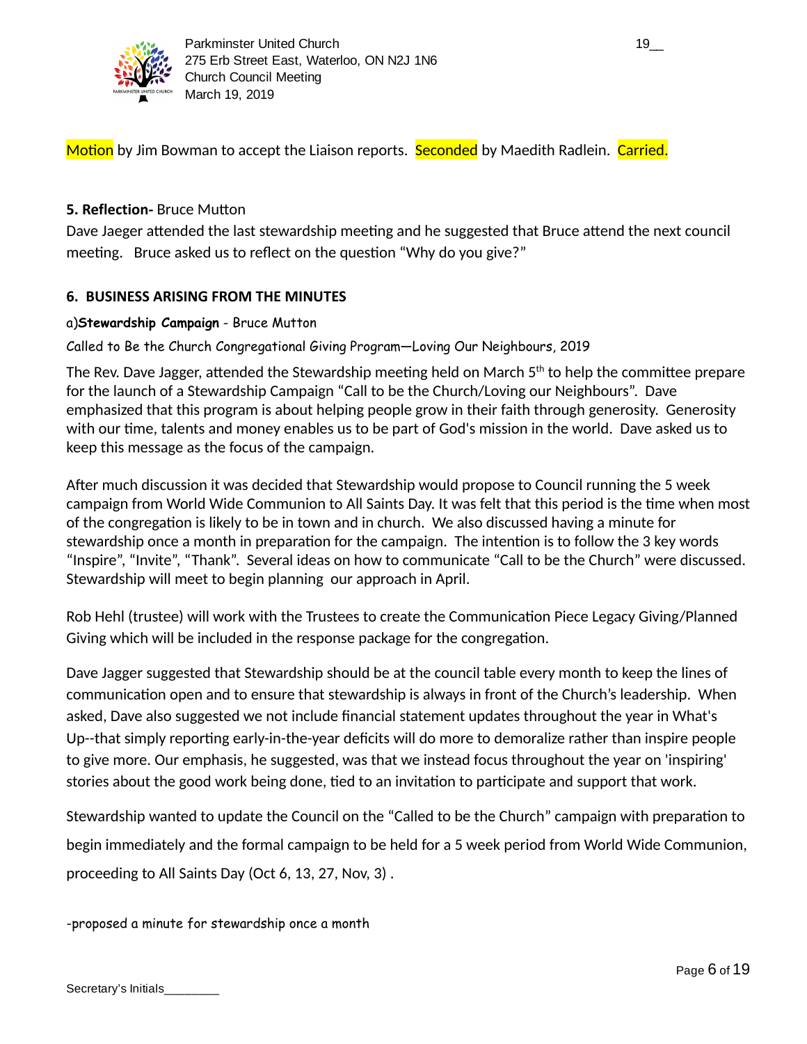**Motion** by Jim Bowman to accept the Liaison reports. **Seconded** by Maedith Radlein. **Carried.**

**5. Reflection-** Bruce Mutton

Dave Jaeger attended the last stewardship meeting and he suggested that Bruce attend the next council meeting. Bruce asked us to reflect on the question "Why do you give?"

## 6. BUSINESS ARISING FROM THE MINUTES

a)**Stewardship Campaign** - Bruce Mutton

Called to Be the Church Congregational Giving Program—Loving Our Neighbours, 2019

The Rev. Dave Jagger, attended the Stewardship meeting held on March 5th to help the committee prepare for the launch of a Stewardship Campaign "Call to be the Church/Loving our Neighbours". Dave emphasized that this program is about helping people grow in their faith through generosity. Generosity with our time, talents and money enables us to be part of God's mission in the world. Dave asked us to keep this message as the focus of the campaign.

After much discussion it was decided that Stewardship would propose to Council running the 5 week campaign from World Wide Communion to All Saints Day. It was felt that this period is the time when most of the congregation is likely to be in town and in church. We also discussed having a minute for stewardship once a month in preparation for the campaign. The intention is to follow the 3 key words "Inspire", "Invite", "Thank". Several ideas on how to communicate "Call to be the Church" were discussed. Stewardship will meet to begin planning our approach in April.

Rob Hehl (trustee) will work with the Trustees to create the Communication Piece Legacy Giving/Planned Giving which will be included in the response package for the congregation.

Dave Jagger suggested that Stewardship should be at the council table every month to keep the lines of communication open and to ensure that stewardship is always in front of the Church's leadership. When asked, Dave also suggested we not include financial statement updates throughout the year in What's Up--that simply reporting early-in-the-year deficits will do more to demoralize rather than inspire people to give more. Our emphasis, he suggested, was that we instead focus throughout the year on 'inspiring' stories about the good work being done, tied to an invitation to participate and support that work.

Stewardship wanted to update the Council on the "Called to be the Church" campaign with preparation to begin immediately and the formal campaign to be held for a 5 week period from World Wide Communion, proceeding to All Saints Day (Oct 6, 13, 27, Nov, 3) .

-proposed a minute for stewardship once a month

Secretary's Initials________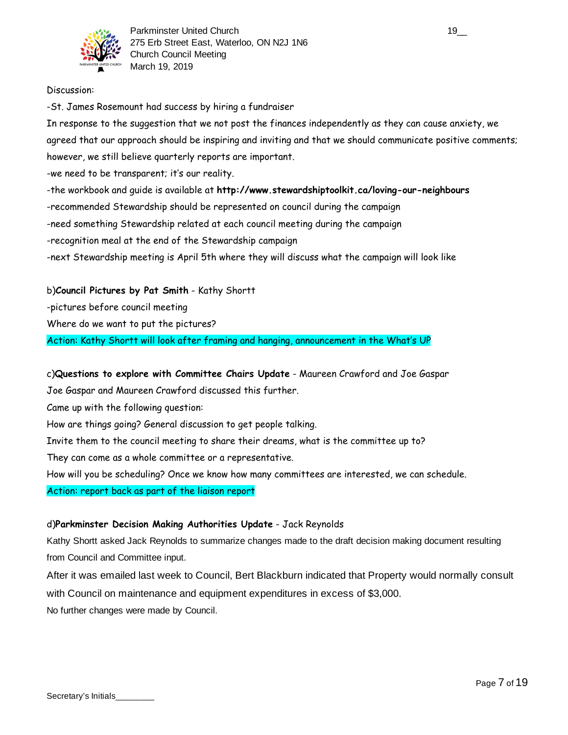Discussion:

-St. James Rosemount had success by hiring a fundraiser

In response to the suggestion that we not post the finances independently as they can cause anxiety, we agreed that our approach should be inspiring and inviting and that we should communicate positive comments; however, we still believe quarterly reports are important.

-we need to be transparent; it's our reality.

-the workbook and guide is available at **http://www.stewardshiptoolkit.ca/loving-our-neighbours**

-recommended Stewardship should be represented on council during the campaign

-need something Stewardship related at each council meeting during the campaign

-recognition meal at the end of the Stewardship campaign

-next Stewardship meeting is April 5th where they will discuss what the campaign will look like

b)**Council Pictures by Pat Smith** - Kathy Shortt

-pictures before council meeting

Where do we want to put the pictures?

Action: Kathy Shortt will look after framing and hanging, announcement in the What's UP

c)**Questions to explore with Committee Chairs Update** - Maureen Crawford and Joe Gaspar

Joe Gaspar and Maureen Crawford discussed this further.

Came up with the following question:

How are things going? General discussion to get people talking.

Invite them to the council meeting to share their dreams, what is the committee up to?

They can come as a whole committee or a representative.

How will you be scheduling? Once we know how many committees are interested, we can schedule.

Action: report back as part of the liaison report

d)**Parkminster Decision Making Authorities Update** - Jack Reynolds

Kathy Shortt asked Jack Reynolds to summarize changes made to the draft decision making document resulting from Council and Committee input.

After it was emailed last week to Council, Bert Blackburn indicated that Property would normally consult with Council on maintenance and equipment expenditures in excess of $3,000.

No further changes were made by Council.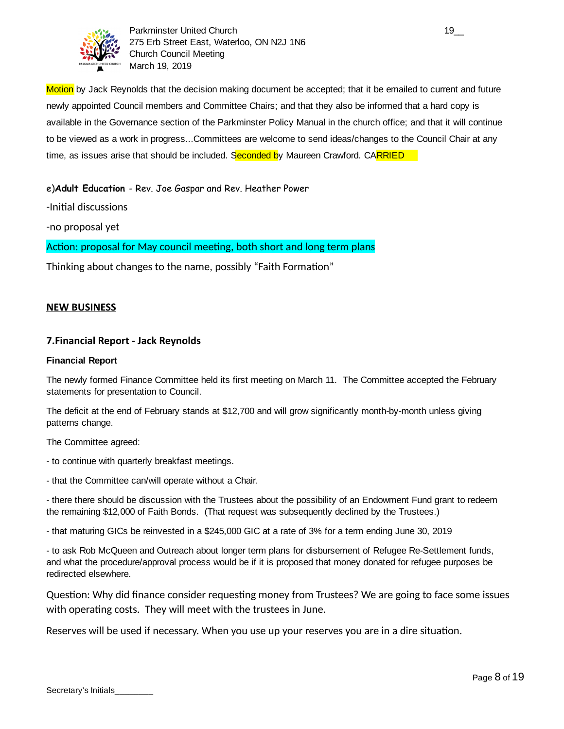Motion by Jack Reynolds that the decision making document be accepted; that it be emailed to current and future newly appointed Council members and Committee Chairs; and that they also be informed that a hard copy is available in the Governance section of the Parkminster Policy Manual in the church office; and that it will continue to be viewed as a work in progress...Committees are welcome to send ideas/changes to the Council Chair at any time, as issues arise that should be included. Seconded by Maureen Crawford. CARRIED

e)**Adult Education** - Rev. Joe Gaspar and Rev. Heather Power

-Initial discussions

-no proposal yet

Action: proposal for May council meeting, both short and long term plans

Thinking about changes to the name, possibly "Faith Formation"

**NEW BUSINESS**

### 7.Financial Report - Jack Reynolds

**Financial Report**

The newly formed Finance Committee held its first meeting on March 11. The Committee accepted the February statements for presentation to Council.

The deficit at the end of February stands at $12,700 and will grow significantly month-by-month unless giving patterns change.

The Committee agreed:

- to continue with quarterly breakfast meetings.
- that the Committee can/will operate without a Chair.
- there there should be discussion with the Trustees about the possibility of an Endowment Fund grant to redeem the remaining $12,000 of Faith Bonds. (That request was subsequently declined by the Trustees.)
- that maturing GICs be reinvested in a $245,000 GIC at a rate of 3% for a term ending June 30, 2019
- to ask Rob McQueen and Outreach about longer term plans for disbursement of Refugee Re-Settlement funds, and what the procedure/approval process would be if it is proposed that money donated for refugee purposes be redirected elsewhere.

Question: Why did finance consider requesting money from Trustees? We are going to face some issues with operating costs. They will meet with the trustees in June.

Reserves will be used if necessary. When you use up your reserves you are in a dire situation.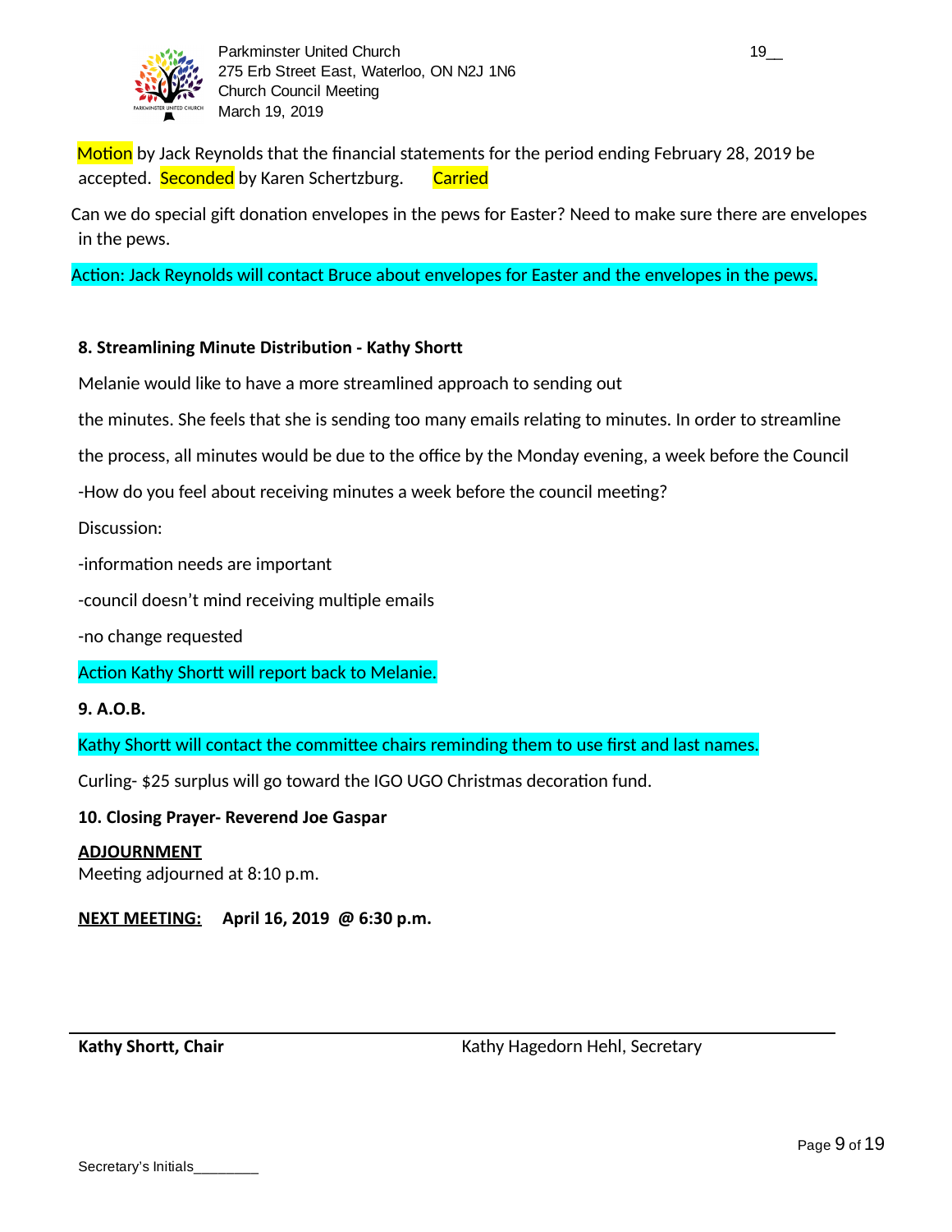Motion by Jack Reynolds that the financial statements for the period ending February 28, 2019 be accepted. Seconded by Karen Schertzburg. Carried

Can we do special gift donation envelopes in the pews for Easter? Need to make sure there are envelopes in the pews.

Action: Jack Reynolds will contact Bruce about envelopes for Easter and the envelopes in the pews.

**8. Streamlining Minute Distribution - Kathy Shortt**

Melanie would like to have a more streamlined approach to sending out

the minutes. She feels that she is sending too many emails relating to minutes. In order to streamline

the process, all minutes would be due to the office by the Monday evening, a week before the Council

-How do you feel about receiving minutes a week before the council meeting?

Discussion:

-information needs are important

-council doesn't mind receiving multiple emails

-no change requested

Action Kathy Shortt will report back to Melanie.

**9. A.O.B.**

Kathy Shortt will contact the committee chairs reminding them to use first and last names.

Curling- $25 surplus will go toward the IGO UGO Christmas decoration fund.

**10. Closing Prayer- Reverend Joe Gaspar**

**ADJOURNMENT**
Meeting adjourned at 8:10 p.m.

**NEXT MEETING:** **April 16, 2019 @ 6:30 p.m.**

**Kathy Shortt, Chair** Kathy Hagedorn Hehl, Secretary

Secretary's Initials________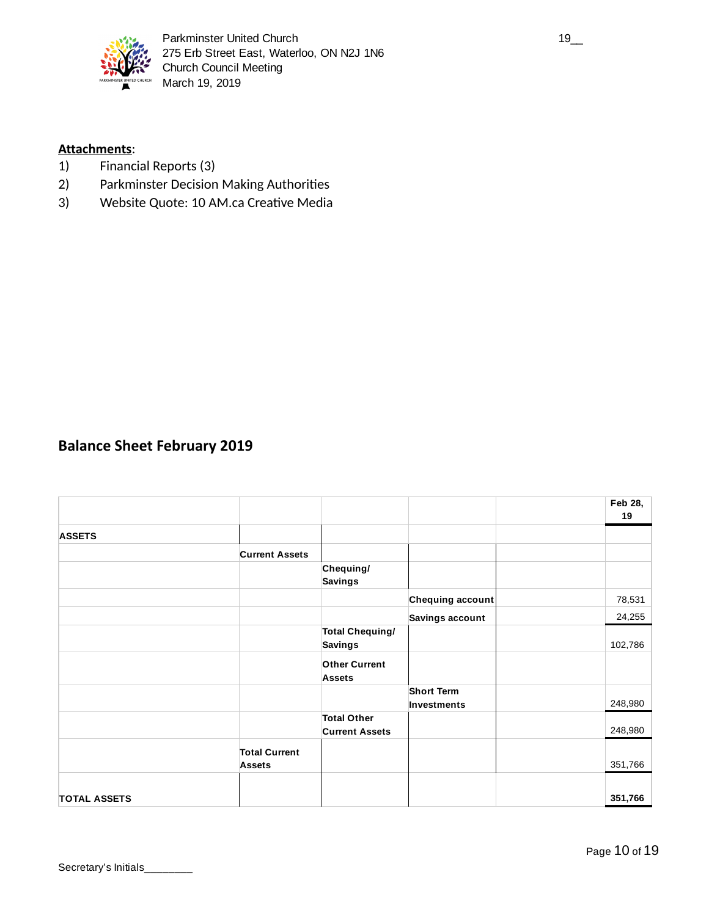**Attachments**:

1) Financial Reports (3)
2) Parkminster Decision Making Authorities
3) Website Quote: 10 AM.ca Creative Media

## Balance Sheet February 2019

| | | | | | Feb 28, 19 |
|---|---|---|---|---|---|
| **ASSETS** | | | | | |
| | **Current Assets** | | | | |
| | | **Chequing/ Savings** | | | |
| | | | **Chequing account** | | 78,531 |
| | | | **Savings account** | | 24,255 |
| | | **Total Chequing/ Savings** | | | 102,786 |
| | | **Other Current Assets** | | | |
| | | | **Short Term Investments** | | 248,980 |
| | | **Total Other Current Assets** | | | 248,980 |
| | **Total Current Assets** | | | | 351,766 |
| **TOTAL ASSETS** | | | | | **351,766** |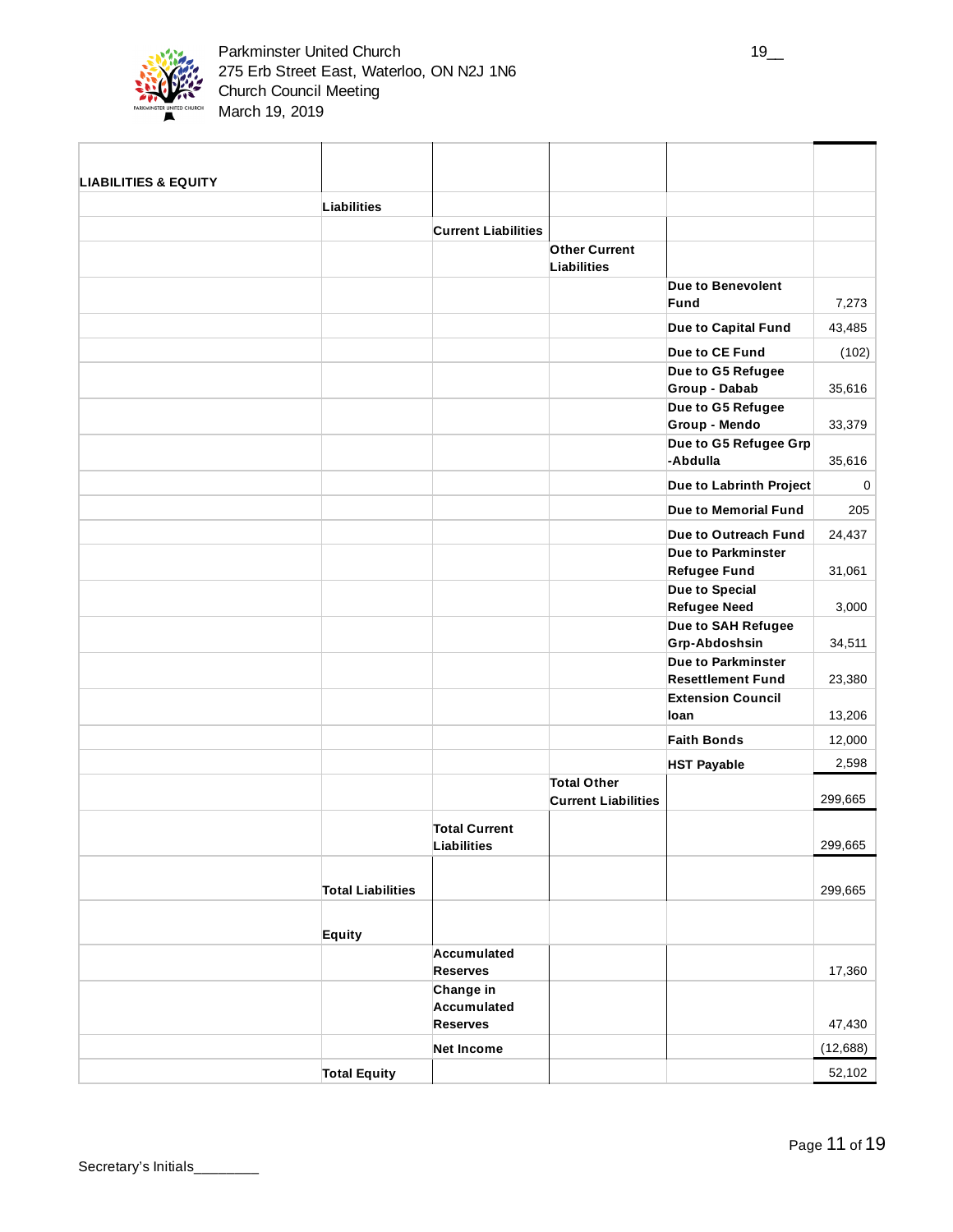Parkminster United Church
275 Erb Street East, Waterloo, ON N2J 1N6
Church Council Meeting
March 19, 2019

19__

| LIABILITIES & EQUITY | | | | | |
|---|---|---|---|---|---|
| | **Liabilities** | | | | |
| | | **Current Liabilities** | | | |
| | | | **Other Current Liabilities** | | |
| | | | | **Due to Benevolent Fund** | 7,273 |
| | | | | **Due to Capital Fund** | 43,485 |
| | | | | **Due to CE Fund** | (102) |
| | | | | **Due to G5 Refugee Group - Dabab** | 35,616 |
| | | | | **Due to G5 Refugee Group - Mendo** | 33,379 |
| | | | | **Due to G5 Refugee Grp -Abdulla** | 35,616 |
| | | | | **Due to Labrinth Project** | 0 |
| | | | | **Due to Memorial Fund** | 205 |
| | | | | **Due to Outreach Fund** | 24,437 |
| | | | | **Due to Parkminster Refugee Fund** | 31,061 |
| | | | | **Due to Special Refugee Need** | 3,000 |
| | | | | **Due to SAH Refugee Grp-Abdoshsin** | 34,511 |
| | | | | **Due to Parkminster Resettlement Fund** | 23,380 |
| | | | | **Extension Council loan** | 13,206 |
| | | | | **Faith Bonds** | 12,000 |
| | | | | **HST Payable** | 2,598 |
| | | | **Total Other Current Liabilities** | | 299,665 |
| | | **Total Current Liabilities** | | | 299,665 |
| | **Total Liabilities** | | | | 299,665 |
| | **Equity** | | | | |
| | | **Accumulated Reserves** | | | 17,360 |
| | | **Change in Accumulated Reserves** | | | 47,430 |
| | | **Net Income** | | | (12,688) |
| | **Total Equity** | | | | 52,102 |

Secretary's Initials________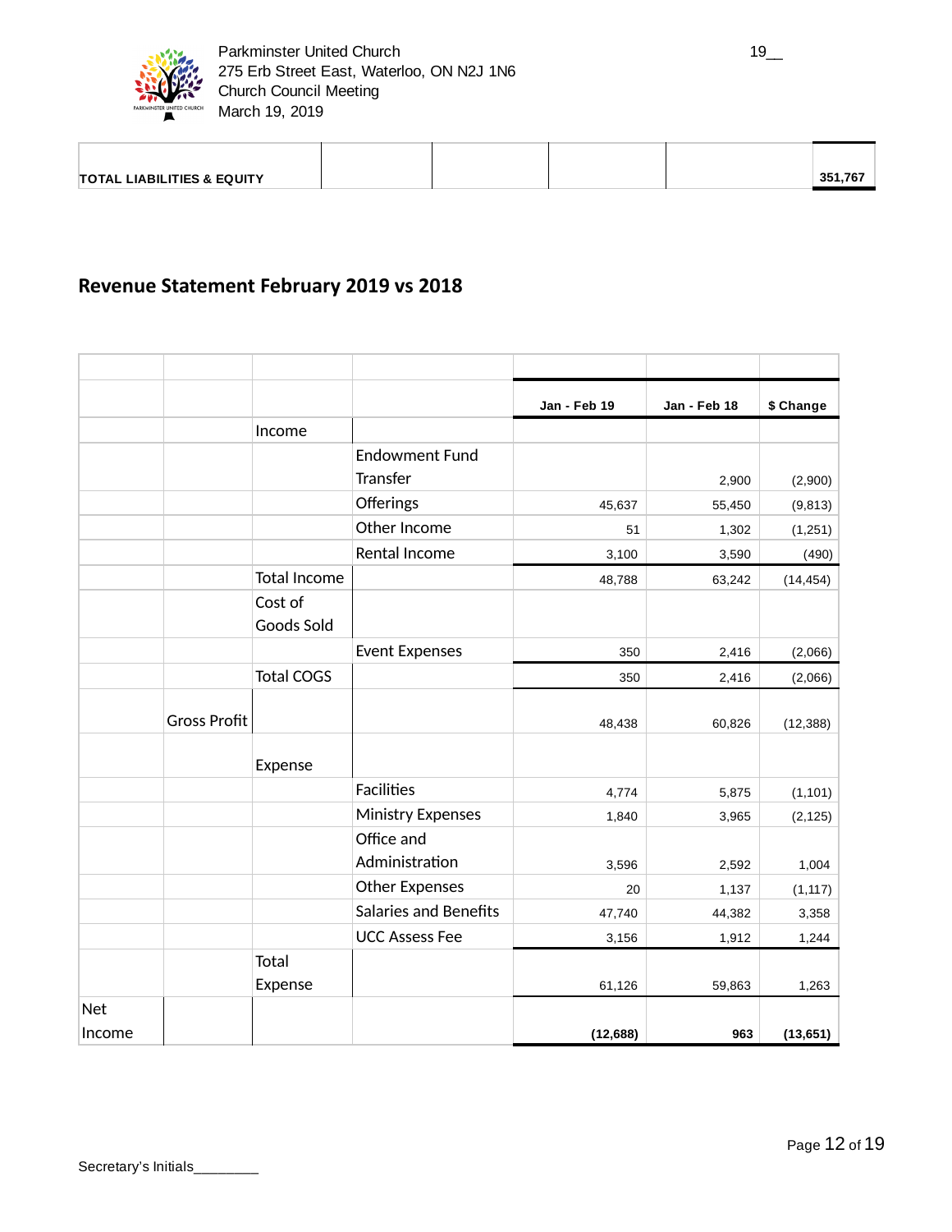| TOTAL LIABILITIES & EQUITY | | | | | 351,767 |
|---|---|---|---|---|---|

## Revenue Statement February 2019 vs 2018

| | | | | Jan - Feb 19 | Jan - Feb 18 | $ Change |
|---|---|---|---|---|---|---|
| | | Income | | | | |
| | | | Endowment Fund Transfer | | 2,900 | (2,900) |
| | | | Offerings | 45,637 | 55,450 | (9,813) |
| | | | Other Income | 51 | 1,302 | (1,251) |
| | | | Rental Income | 3,100 | 3,590 | (490) |
| | | Total Income | | 48,788 | 63,242 | (14,454) |
| | | Cost of Goods Sold | | | | |
| | | | Event Expenses | 350 | 2,416 | (2,066) |
| | | Total COGS | | 350 | 2,416 | (2,066) |
| | Gross Profit | | | 48,438 | 60,826 | (12,388) |
| | | Expense | | | | |
| | | | Facilities | 4,774 | 5,875 | (1,101) |
| | | | Ministry Expenses | 1,840 | 3,965 | (2,125) |
| | | | Office and Administration | 3,596 | 2,592 | 1,004 |
| | | | Other Expenses | 20 | 1,137 | (1,117) |
| | | | Salaries and Benefits | 47,740 | 44,382 | 3,358 |
| | | | UCC Assess Fee | 3,156 | 1,912 | 1,244 |
| | | Total Expense | | 61,126 | 59,863 | 1,263 |
| Net Income | | | | **(12,688)** | **963** | **(13,651)** |

Secretary's Initials________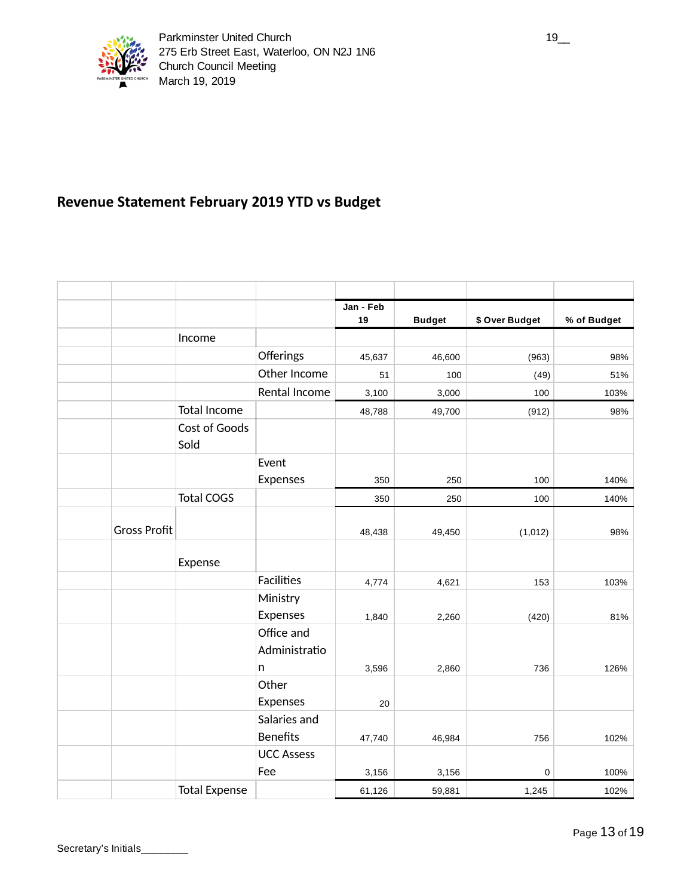Parkminster United Church
275 Erb Street East, Waterloo, ON N2J 1N6
Church Council Meeting
March 19, 2019

19__

## Revenue Statement February 2019 YTD vs Budget

| | | | Jan - Feb 19 | Budget | $ Over Budget | % of Budget |
|---|---|---|---|---|---|---|
| | Income | | | | | |
| | | Offerings | 45,637 | 46,600 | (963) | 98% |
| | | Other Income | 51 | 100 | (49) | 51% |
| | | Rental Income | 3,100 | 3,000 | 100 | 103% |
| | Total Income | | 48,788 | 49,700 | (912) | 98% |
| | Cost of Goods Sold | | | | | |
| | | Event Expenses | 350 | 250 | 100 | 140% |
| | Total COGS | | 350 | 250 | 100 | 140% |
| Gross Profit | | | 48,438 | 49,450 | (1,012) | 98% |
| | Expense | | | | | |
| | | Facilities | 4,774 | 4,621 | 153 | 103% |
| | | Ministry Expenses | 1,840 | 2,260 | (420) | 81% |
| | | Office and Administration | 3,596 | 2,860 | 736 | 126% |
| | | Other Expenses | 20 | | | |
| | | Salaries and Benefits | 47,740 | 46,984 | 756 | 102% |
| | | UCC Assess Fee | 3,156 | 3,156 | 0 | 100% |
| | Total Expense | | 61,126 | 59,881 | 1,245 | 102% |

Secretary's Initials________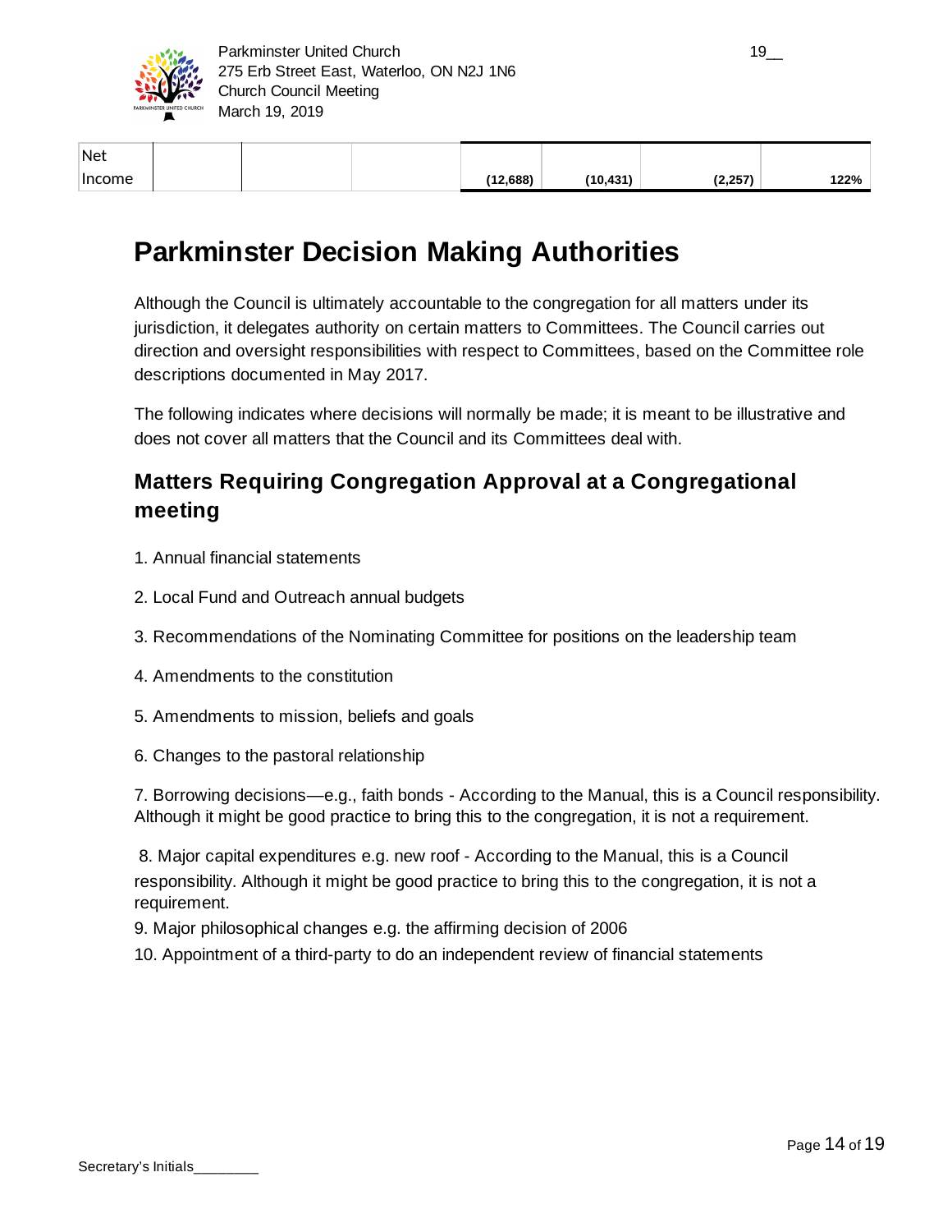| Net Income | | | | (12,688) | (10,431) | (2,257) | 122% |
|---|---|---|---|---|---|---|---|

# Parkminster Decision Making Authorities

Although the Council is ultimately accountable to the congregation for all matters under its jurisdiction, it delegates authority on certain matters to Committees. The Council carries out direction and oversight responsibilities with respect to Committees, based on the Committee role descriptions documented in May 2017.

The following indicates where decisions will normally be made; it is meant to be illustrative and does not cover all matters that the Council and its Committees deal with.

## Matters Requiring Congregation Approval at a Congregational meeting

1. Annual financial statements

2. Local Fund and Outreach annual budgets

3. Recommendations of the Nominating Committee for positions on the leadership team

4. Amendments to the constitution

5. Amendments to mission, beliefs and goals

6. Changes to the pastoral relationship

7. Borrowing decisions—e.g., faith bonds - According to the Manual, this is a Council responsibility. Although it might be good practice to bring this to the congregation, it is not a requirement.

8. Major capital expenditures e.g. new roof - According to the Manual, this is a Council responsibility. Although it might be good practice to bring this to the congregation, it is not a requirement.

9. Major philosophical changes e.g. the affirming decision of 2006

10. Appointment of a third-party to do an independent review of financial statements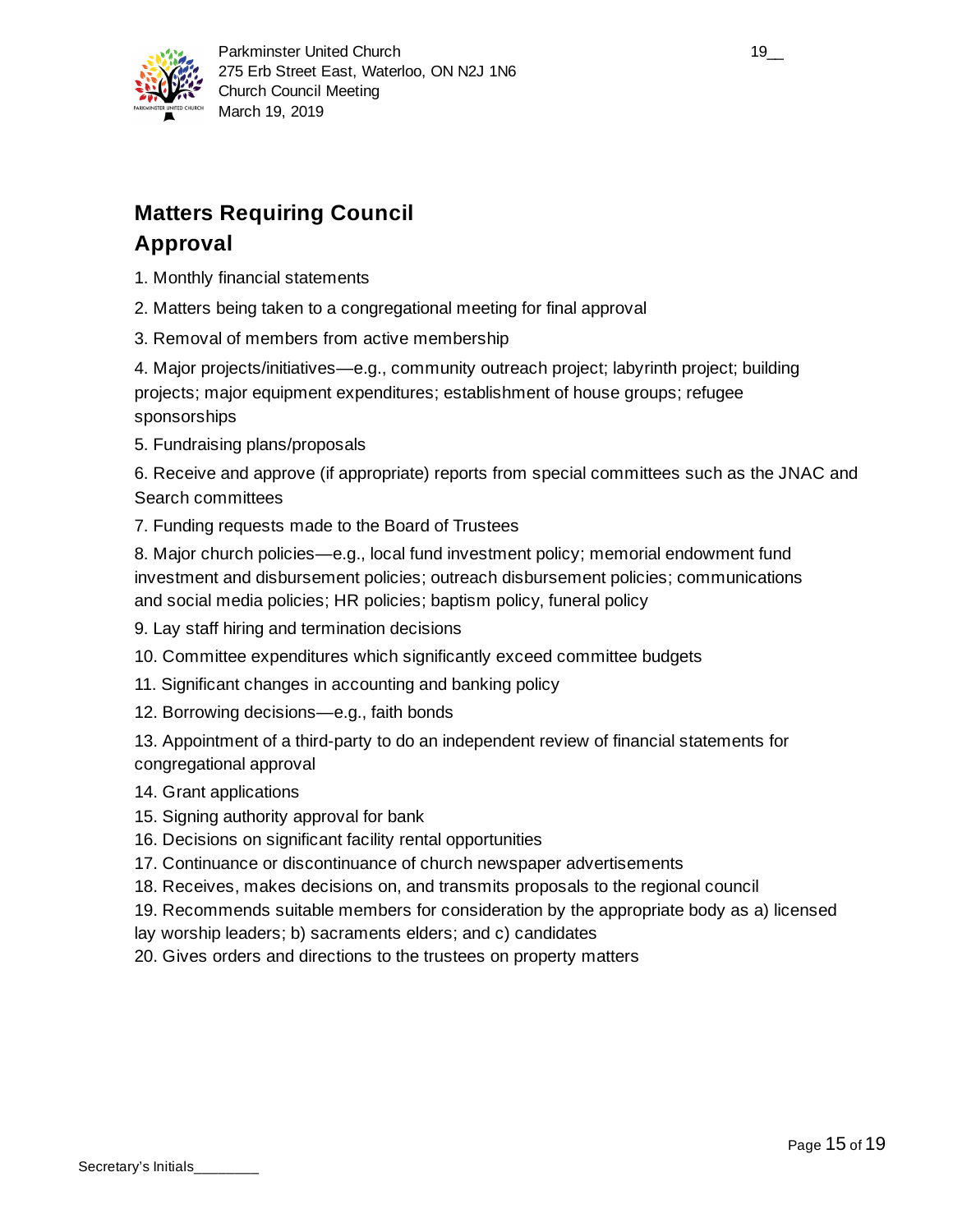## Matters Requiring Council Approval

1. Monthly financial statements
2. Matters being taken to a congregational meeting for final approval
3. Removal of members from active membership
4. Major projects/initiatives—e.g., community outreach project; labyrinth project; building projects; major equipment expenditures; establishment of house groups; refugee sponsorships
5. Fundraising plans/proposals
6. Receive and approve (if appropriate) reports from special committees such as the JNAC and Search committees
7. Funding requests made to the Board of Trustees
8. Major church policies—e.g., local fund investment policy; memorial endowment fund investment and disbursement policies; outreach disbursement policies; communications and social media policies; HR policies; baptism policy, funeral policy
9. Lay staff hiring and termination decisions
10. Committee expenditures which significantly exceed committee budgets
11. Significant changes in accounting and banking policy
12. Borrowing decisions—e.g., faith bonds
13. Appointment of a third-party to do an independent review of financial statements for congregational approval
14. Grant applications
15. Signing authority approval for bank
16. Decisions on significant facility rental opportunities
17. Continuance or discontinuance of church newspaper advertisements
18. Receives, makes decisions on, and transmits proposals to the regional council
19. Recommends suitable members for consideration by the appropriate body as a) licensed lay worship leaders; b) sacraments elders; and c) candidates
20. Gives orders and directions to the trustees on property matters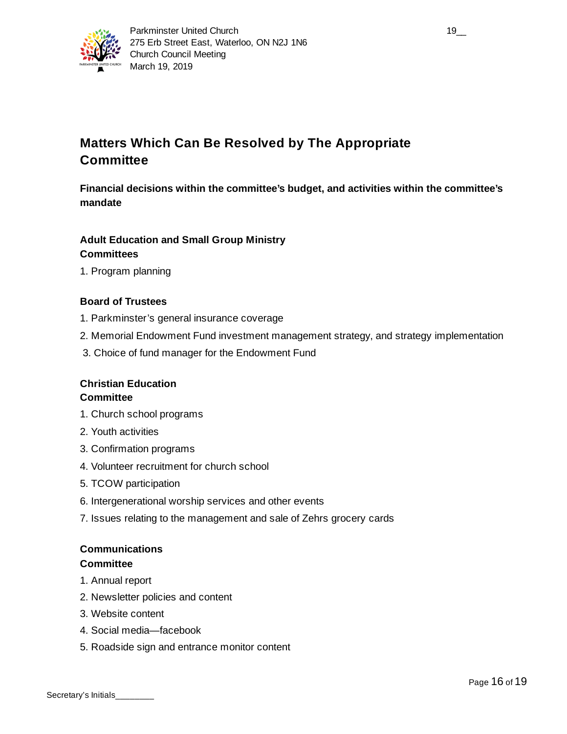# Matters Which Can Be Resolved by The Appropriate Committee

**Financial decisions within the committee's budget, and activities within the committee's mandate**

**Adult Education and Small Group Ministry Committees**

1. Program planning

**Board of Trustees**

1. Parkminster's general insurance coverage
2. Memorial Endowment Fund investment management strategy, and strategy implementation
3. Choice of fund manager for the Endowment Fund

**Christian Education Committee**

1. Church school programs
2. Youth activities
3. Confirmation programs
4. Volunteer recruitment for church school
5. TCOW participation
6. Intergenerational worship services and other events
7. Issues relating to the management and sale of Zehrs grocery cards

**Communications Committee**

1. Annual report
2. Newsletter policies and content
3. Website content
4. Social media—facebook
5. Roadside sign and entrance monitor content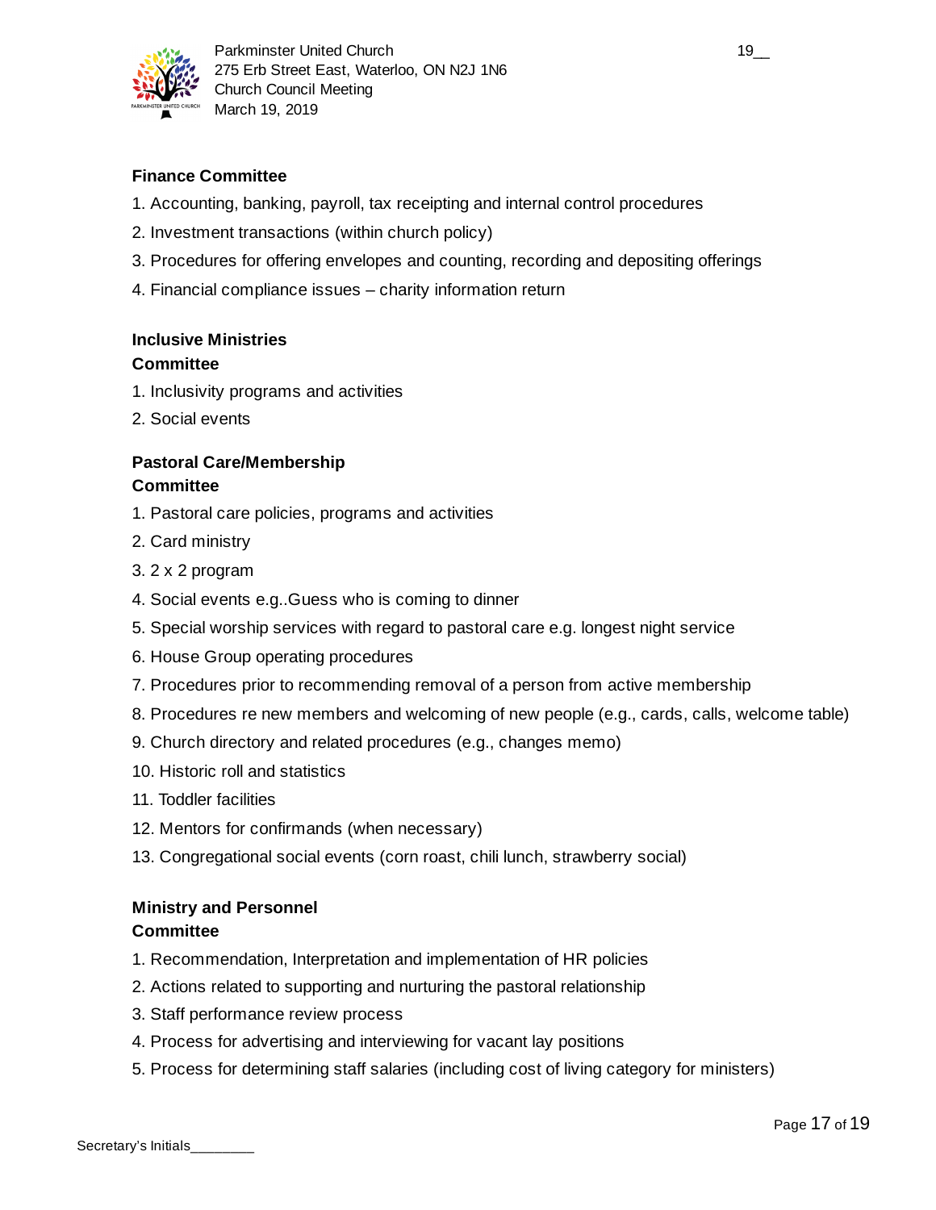**Finance Committee**

1. Accounting, banking, payroll, tax receipting and internal control procedures
2. Investment transactions (within church policy)
3. Procedures for offering envelopes and counting, recording and depositing offerings
4. Financial compliance issues – charity information return

**Inclusive Ministries Committee**

1. Inclusivity programs and activities
2. Social events

**Pastoral Care/Membership Committee**

1. Pastoral care policies, programs and activities
2. Card ministry
3. 2 x 2 program
4. Social events e.g..Guess who is coming to dinner
5. Special worship services with regard to pastoral care e.g. longest night service
6. House Group operating procedures
7. Procedures prior to recommending removal of a person from active membership
8. Procedures re new members and welcoming of new people (e.g., cards, calls, welcome table)
9. Church directory and related procedures (e.g., changes memo)
10. Historic roll and statistics
11. Toddler facilities
12. Mentors for confirmands (when necessary)
13. Congregational social events (corn roast, chili lunch, strawberry social)

**Ministry and Personnel Committee**

1. Recommendation, Interpretation and implementation of HR policies
2. Actions related to supporting and nurturing the pastoral relationship
3. Staff performance review process
4. Process for advertising and interviewing for vacant lay positions
5. Process for determining staff salaries (including cost of living category for ministers)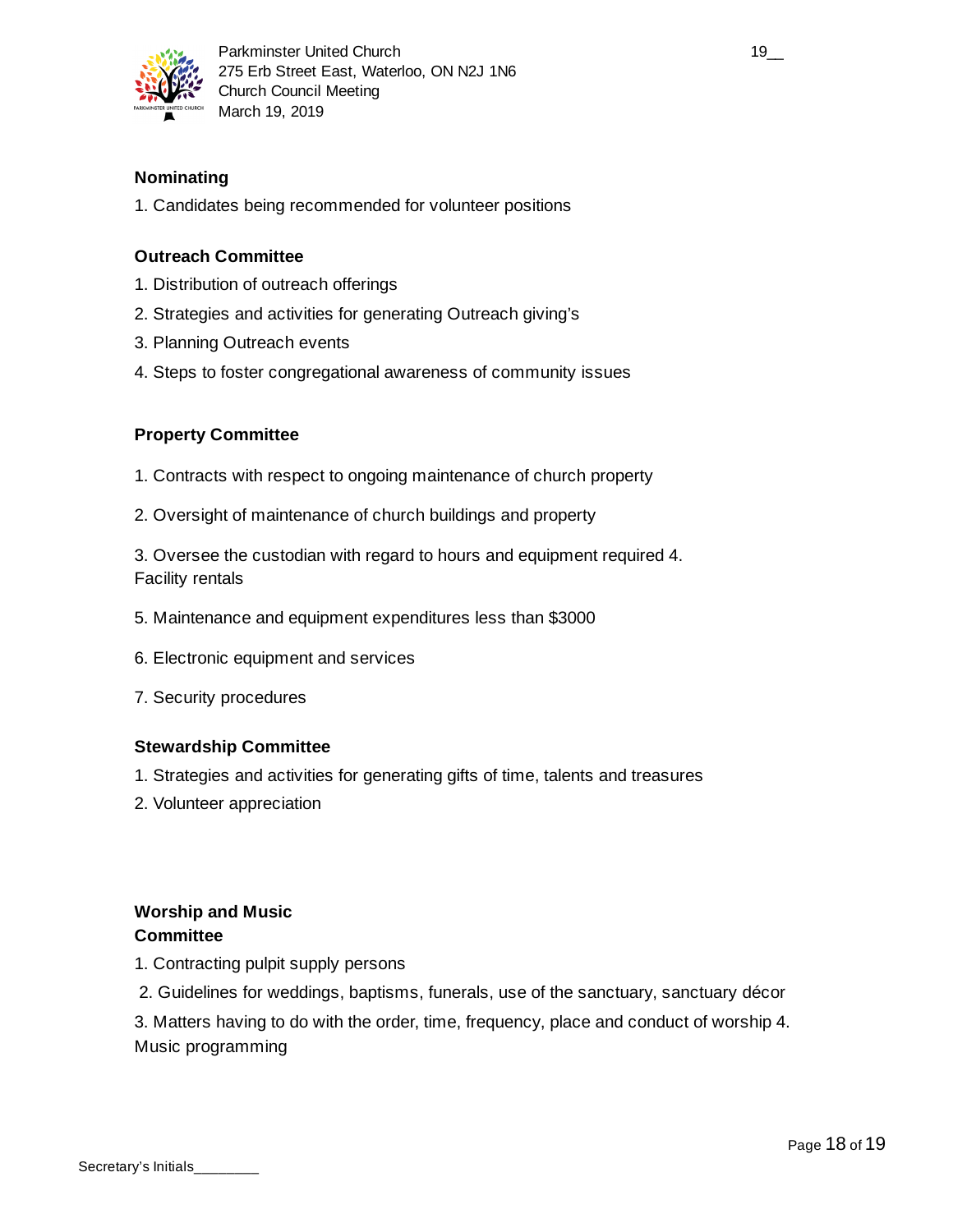**Nominating**

1. Candidates being recommended for volunteer positions

**Outreach Committee**

1. Distribution of outreach offerings
2. Strategies and activities for generating Outreach giving's
3. Planning Outreach events
4. Steps to foster congregational awareness of community issues

**Property Committee**

1. Contracts with respect to ongoing maintenance of church property
2. Oversight of maintenance of church buildings and property
3. Oversee the custodian with regard to hours and equipment required
4. Facility rentals
5. Maintenance and equipment expenditures less than $3000
6. Electronic equipment and services
7. Security procedures

**Stewardship Committee**

1. Strategies and activities for generating gifts of time, talents and treasures
2. Volunteer appreciation

**Worship and Music Committee**

1. Contracting pulpit supply persons
2. Guidelines for weddings, baptisms, funerals, use of the sanctuary, sanctuary décor
3. Matters having to do with the order, time, frequency, place and conduct of worship
4. Music programming

Secretary's Initials________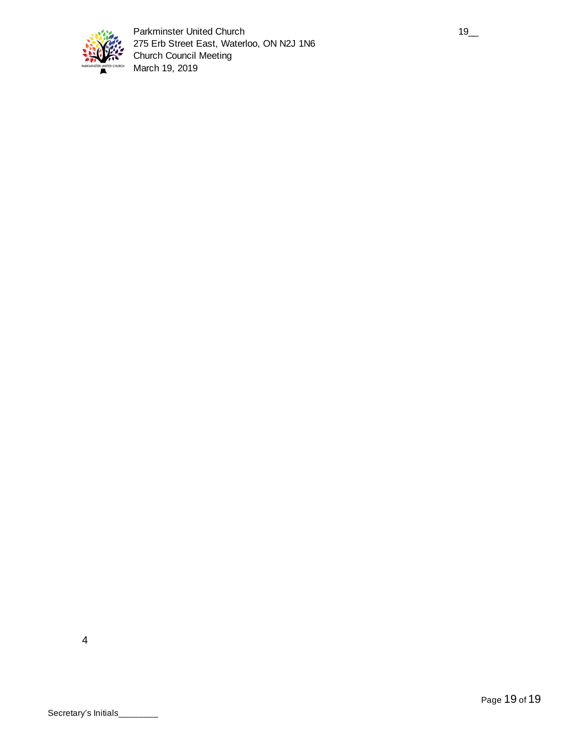4